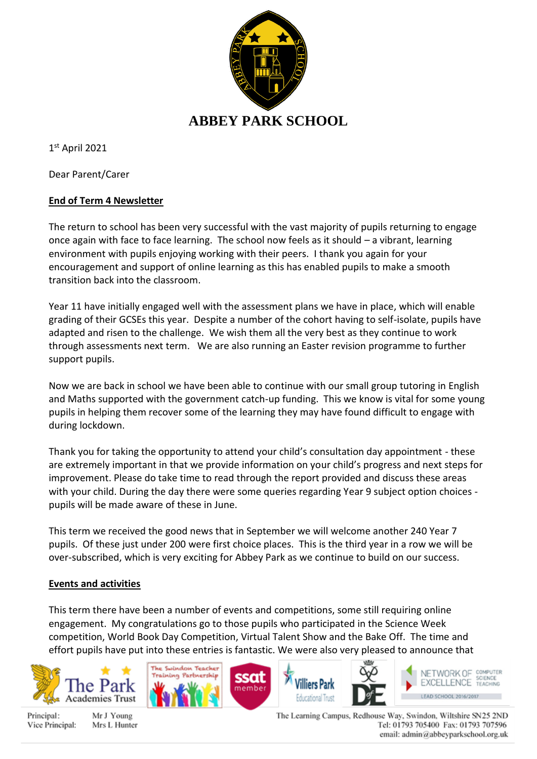# ABBEY PARK SCHOOL

1st April 2021

Dear Parent/Carer

**End of Term 4 Newsletter**

The return to school has been very successful with the vast majority of pupils returning to engage once again with face to face learning. The school now feels as it should – a vibrant, learning environment with pupils enjoying working with their peers. I thank you again for your encouragement and support of online learning as this has enabled pupils to make a smooth transition back into the classroom.

Year 11 have initially engaged well with the assessment plans we have in place, which will enable grading of their GCSEs this year. Despite a number of the cohort having to self-isolate, pupils have adapted and risen to the challenge. We wish them all the very best as they continue to work through assessments next term. We are also running an Easter revision programme to further support pupils.

Now we are back in school we have been able to continue with our small group tutoring in English and Maths supported with the government catch-up funding. This we know is vital for some young pupils in helping them recover some of the learning they may have found difficult to engage with during lockdown.

Thank you for taking the opportunity to attend your child's consultation day appointment - these are extremely important in that we provide information on your child's progress and next steps for improvement. Please do take time to read through the report provided and discuss these areas with your child. During the day there were some queries regarding Year 9 subject option choices - pupils will be made aware of these in June.

This term we received the good news that in September we will welcome another 240 Year 7 pupils. Of these just under 200 were first choice places. This is the third year in a row we will be over-subscribed, which is very exciting for Abbey Park as we continue to build on our success.

**Events and activities**

This term there have been a number of events and competitions, some still requiring online engagement. My congratulations go to those pupils who participated in the Science Week competition, World Book Day Competition, Virtual Talent Show and the Bake Off. The time and effort pupils have put into these entries is fantastic. We were also very pleased to announce that

Principal: Mr J Young
Vice Principal: Mrs L Hunter

The Learning Campus, Redhouse Way, Swindon, Wiltshire SN25 2ND
Tel: 01793 705400 Fax: 01793 707596
email: admin@abbeyparkschool.org.uk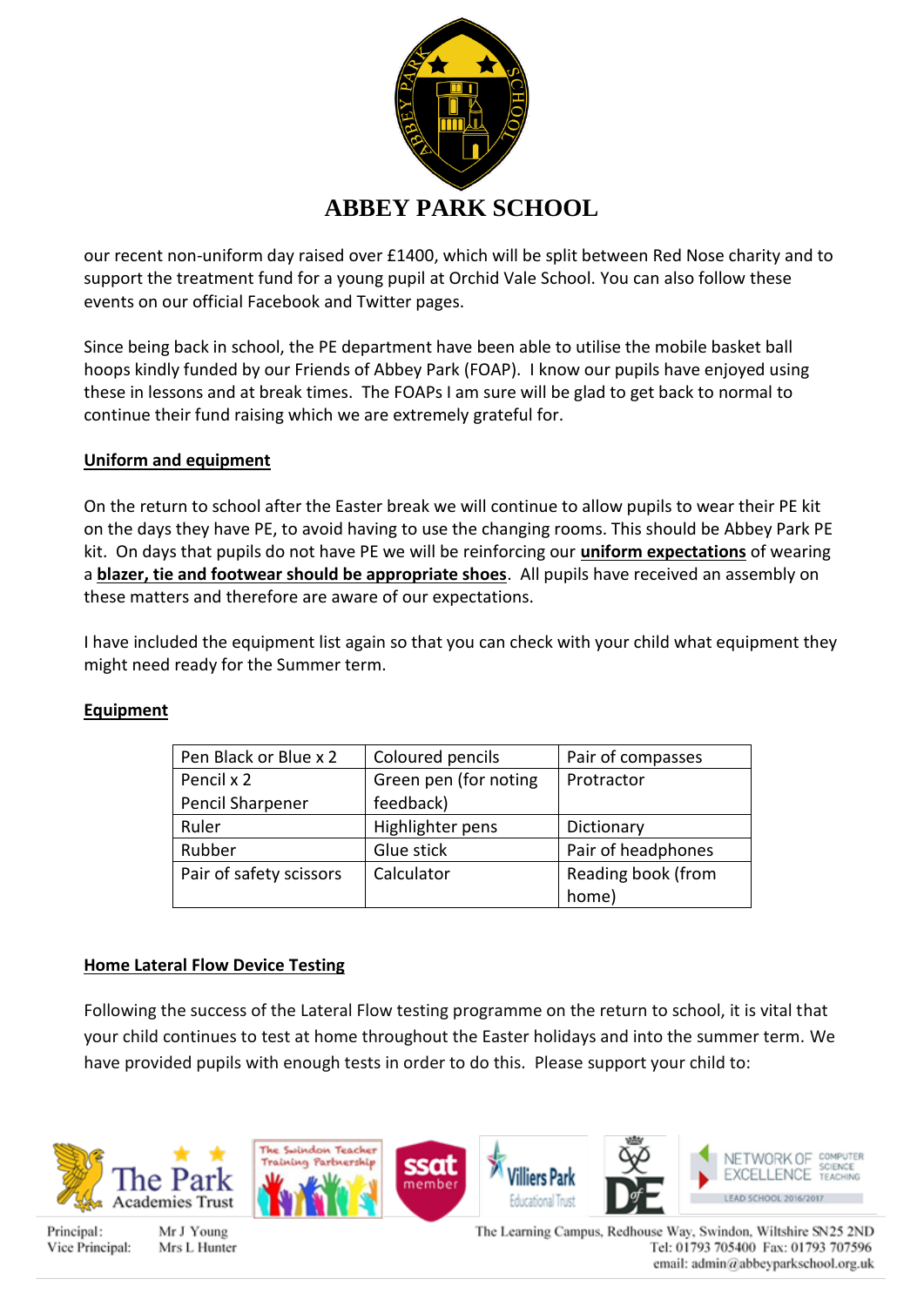# ABBEY PARK SCHOOL

our recent non-uniform day raised over £1400, which will be split between Red Nose charity and to support the treatment fund for a young pupil at Orchid Vale School. You can also follow these events on our official Facebook and Twitter pages.

Since being back in school, the PE department have been able to utilise the mobile basket ball hoops kindly funded by our Friends of Abbey Park (FOAP). I know our pupils have enjoyed using these in lessons and at break times. The FOAPs I am sure will be glad to get back to normal to continue their fund raising which we are extremely grateful for.

## Uniform and equipment

On the return to school after the Easter break we will continue to allow pupils to wear their PE kit on the days they have PE, to avoid having to use the changing rooms. This should be Abbey Park PE kit. On days that pupils do not have PE we will be reinforcing our **uniform expectations** of wearing a **blazer, tie and footwear should be appropriate shoes**. All pupils have received an assembly on these matters and therefore are aware of our expectations.

I have included the equipment list again so that you can check with your child what equipment they might need ready for the Summer term.

## Equipment

| | | |
|---|---|---|
| Pen Black or Blue x 2 | Coloured pencils | Pair of compasses |
| Pencil x 2<br>Pencil Sharpener | Green pen (for noting feedback) | Protractor |
| Ruler | Highlighter pens | Dictionary |
| Rubber | Glue stick | Pair of headphones |
| Pair of safety scissors | Calculator | Reading book (from home) |

## Home Lateral Flow Device Testing

Following the success of the Lateral Flow testing programme on the return to school, it is vital that your child continues to test at home throughout the Easter holidays and into the summer term. We have provided pupils with enough tests in order to do this. Please support your child to:

Principal: Mr J Young
Vice Principal: Mrs L Hunter

The Learning Campus, Redhouse Way, Swindon, Wiltshire SN25 2ND
Tel: 01793 705400 Fax: 01793 707596
email: admin@abbeyparkschool.org.uk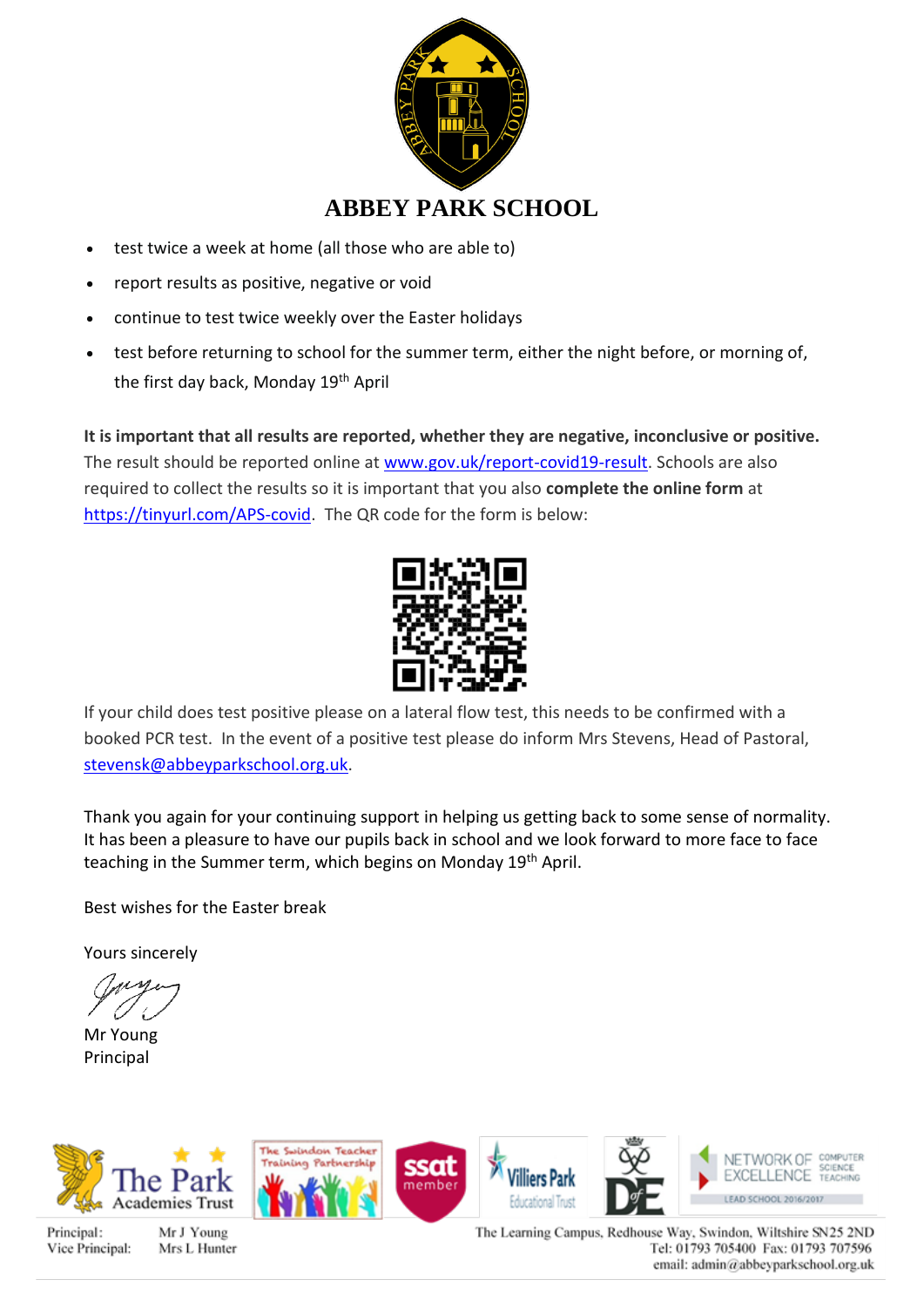# ABBEY PARK SCHOOL

- test twice a week at home (all those who are able to)
- report results as positive, negative or void
- continue to test twice weekly over the Easter holidays
- test before returning to school for the summer term, either the night before, or morning of, the first day back, Monday 19th April

**It is important that all results are reported, whether they are negative, inconclusive or positive.** The result should be reported online at www.gov.uk/report-covid19-result. Schools are also required to collect the results so it is important that you also **complete the online form** at https://tinyurl.com/APS-covid. The QR code for the form is below:

If your child does test positive please on a lateral flow test, this needs to be confirmed with a booked PCR test. In the event of a positive test please do inform Mrs Stevens, Head of Pastoral, stevensk@abbeyparkschool.org.uk.

Thank you again for your continuing support in helping us getting back to some sense of normality. It has been a pleasure to have our pupils back in school and we look forward to more face to face teaching in the Summer term, which begins on Monday 19th April.

Best wishes for the Easter break

Yours sincerely

Mr Young
Principal

Principal: Mr J Young
Vice Principal: Mrs L Hunter

The Learning Campus, Redhouse Way, Swindon, Wiltshire SN25 2ND
Tel: 01793 705400 Fax: 01793 707596
email: admin@abbeyparkschool.org.uk